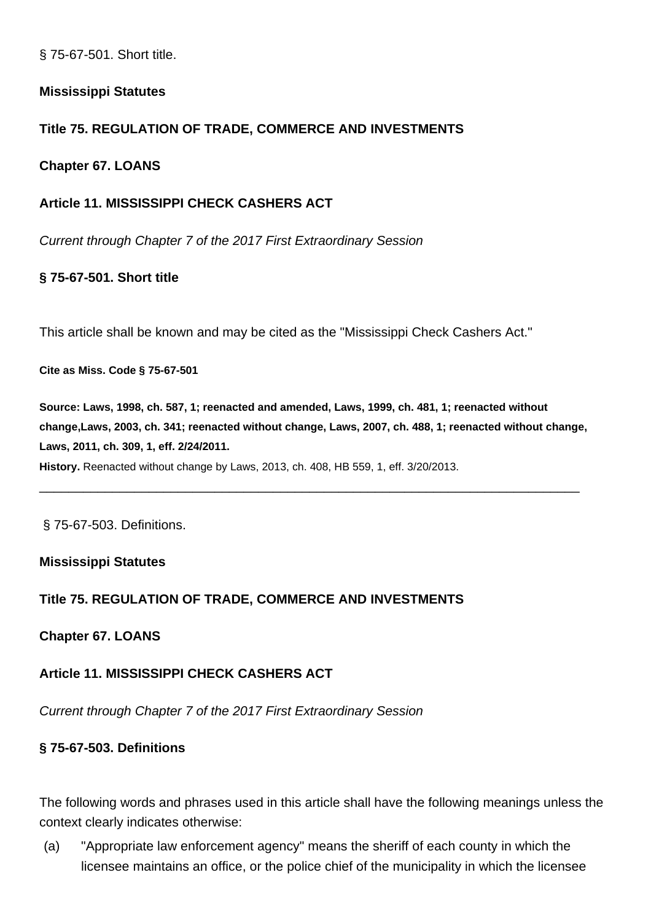§ 75-67-501. Short title.

**Mississippi Statutes**

**Title 75. REGULATION OF TRADE, COMMERCE AND INVESTMENTS**

**Chapter 67. LOANS**

**Article 11. MISSISSIPPI CHECK CASHERS ACT**

*Current through Chapter 7 of the 2017 First Extraordinary Session*

**§ 75-67-501. Short title**

This article shall be known and may be cited as the "Mississippi Check Cashers Act."

**Cite as Miss. Code § 75-67-501**

**Source: Laws, 1998, ch. 587, 1; reenacted and amended, Laws, 1999, ch. 481, 1; reenacted without change,Laws, 2003, ch. 341; reenacted without change, Laws, 2007, ch. 488, 1; reenacted without change, Laws, 2011, ch. 309, 1, eff. 2/24/2011.**

**History.** Reenacted without change by Laws, 2013, ch. 408, HB 559, 1, eff. 3/20/2013.

---

§ 75-67-503. Definitions.

**Mississippi Statutes**

**Title 75. REGULATION OF TRADE, COMMERCE AND INVESTMENTS**

**Chapter 67. LOANS**

**Article 11. MISSISSIPPI CHECK CASHERS ACT**

*Current through Chapter 7 of the 2017 First Extraordinary Session*

**§ 75-67-503. Definitions**

The following words and phrases used in this article shall have the following meanings unless the context clearly indicates otherwise:

(a) "Appropriate law enforcement agency" means the sheriff of each county in which the licensee maintains an office, or the police chief of the municipality in which the licensee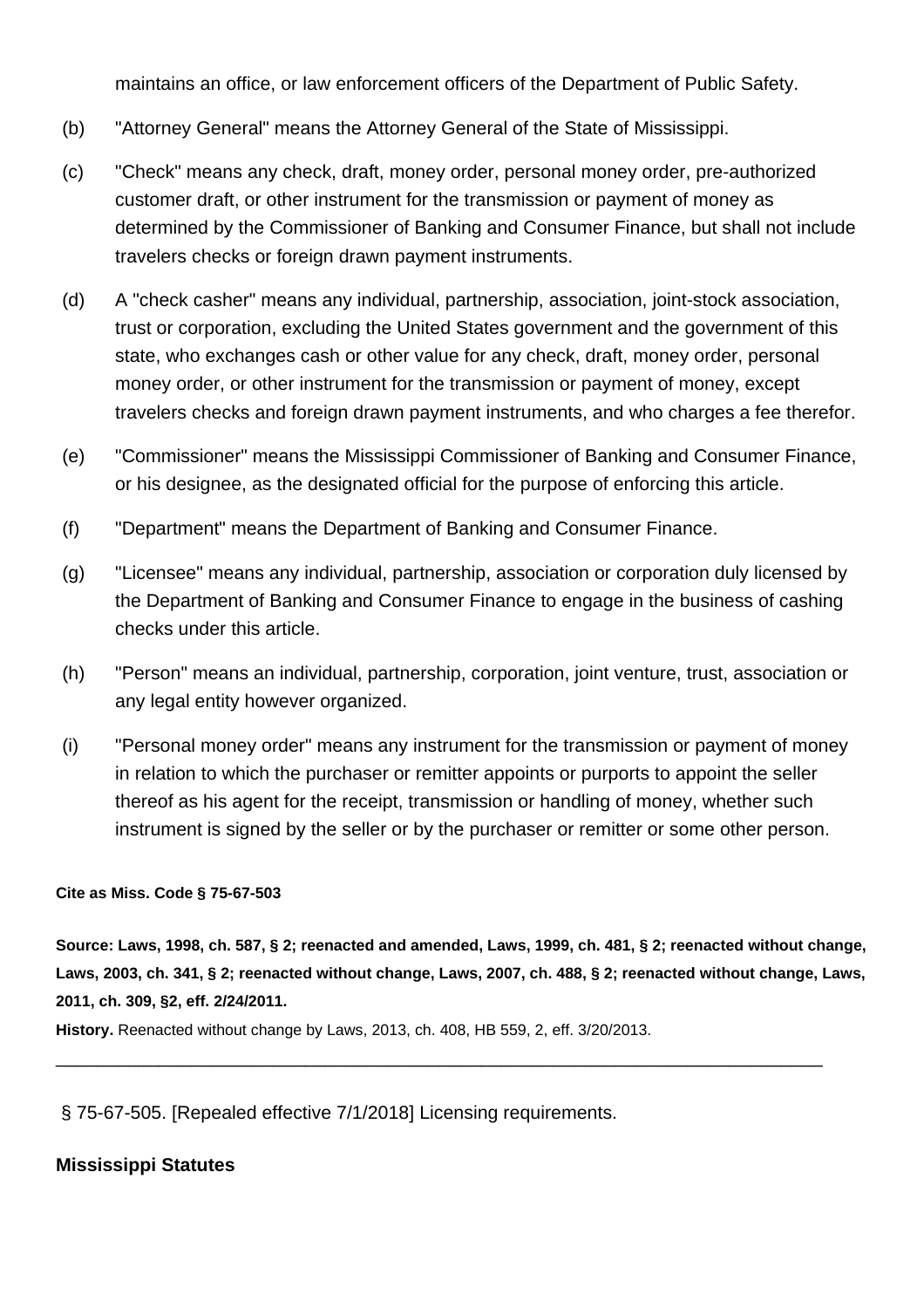maintains an office, or law enforcement officers of the Department of Public Safety.

(b) "Attorney General" means the Attorney General of the State of Mississippi.

(c) "Check" means any check, draft, money order, personal money order, pre-authorized customer draft, or other instrument for the transmission or payment of money as determined by the Commissioner of Banking and Consumer Finance, but shall not include travelers checks or foreign drawn payment instruments.

(d) A "check casher" means any individual, partnership, association, joint-stock association, trust or corporation, excluding the United States government and the government of this state, who exchanges cash or other value for any check, draft, money order, personal money order, or other instrument for the transmission or payment of money, except travelers checks and foreign drawn payment instruments, and who charges a fee therefor.

(e) "Commissioner" means the Mississippi Commissioner of Banking and Consumer Finance, or his designee, as the designated official for the purpose of enforcing this article.

(f) "Department" means the Department of Banking and Consumer Finance.

(g) "Licensee" means any individual, partnership, association or corporation duly licensed by the Department of Banking and Consumer Finance to engage in the business of cashing checks under this article.

(h) "Person" means an individual, partnership, corporation, joint venture, trust, association or any legal entity however organized.

(i) "Personal money order" means any instrument for the transmission or payment of money in relation to which the purchaser or remitter appoints or purports to appoint the seller thereof as his agent for the receipt, transmission or handling of money, whether such instrument is signed by the seller or by the purchaser or remitter or some other person.

**Cite as Miss. Code § 75-67-503**

**Source: Laws, 1998, ch. 587, § 2; reenacted and amended, Laws, 1999, ch. 481, § 2; reenacted without change, Laws, 2003, ch. 341, § 2; reenacted without change, Laws, 2007, ch. 488, § 2; reenacted without change, Laws, 2011, ch. 309, §2, eff. 2/24/2011.**

**History.** Reenacted without change by Laws, 2013, ch. 408, HB 559, 2, eff. 3/20/2013.

---

§ 75-67-505. [Repealed effective 7/1/2018] Licensing requirements.

**Mississippi Statutes**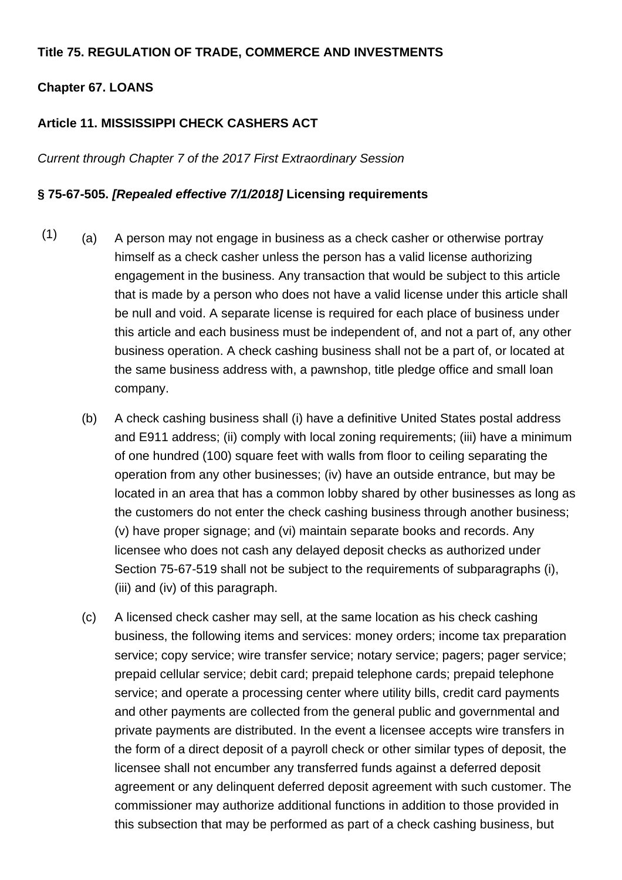**Title 75. REGULATION OF TRADE, COMMERCE AND INVESTMENTS**

**Chapter 67. LOANS**

**Article 11. MISSISSIPPI CHECK CASHERS ACT**

*Current through Chapter 7 of the 2017 First Extraordinary Session*

**§ 75-67-505. *[Repealed effective 7/1/2018]* Licensing requirements**

(1) (a) A person may not engage in business as a check casher or otherwise portray himself as a check casher unless the person has a valid license authorizing engagement in the business. Any transaction that would be subject to this article that is made by a person who does not have a valid license under this article shall be null and void. A separate license is required for each place of business under this article and each business must be independent of, and not a part of, any other business operation. A check cashing business shall not be a part of, or located at the same business address with, a pawnshop, title pledge office and small loan company.

(b) A check cashing business shall (i) have a definitive United States postal address and E911 address; (ii) comply with local zoning requirements; (iii) have a minimum of one hundred (100) square feet with walls from floor to ceiling separating the operation from any other businesses; (iv) have an outside entrance, but may be located in an area that has a common lobby shared by other businesses as long as the customers do not enter the check cashing business through another business; (v) have proper signage; and (vi) maintain separate books and records. Any licensee who does not cash any delayed deposit checks as authorized under Section 75-67-519 shall not be subject to the requirements of subparagraphs (i), (iii) and (iv) of this paragraph.

(c) A licensed check casher may sell, at the same location as his check cashing business, the following items and services: money orders; income tax preparation service; copy service; wire transfer service; notary service; pagers; pager service; prepaid cellular service; debit card; prepaid telephone cards; prepaid telephone service; and operate a processing center where utility bills, credit card payments and other payments are collected from the general public and governmental and private payments are distributed. In the event a licensee accepts wire transfers in the form of a direct deposit of a payroll check or other similar types of deposit, the licensee shall not encumber any transferred funds against a deferred deposit agreement or any delinquent deferred deposit agreement with such customer. The commissioner may authorize additional functions in addition to those provided in this subsection that may be performed as part of a check cashing business, but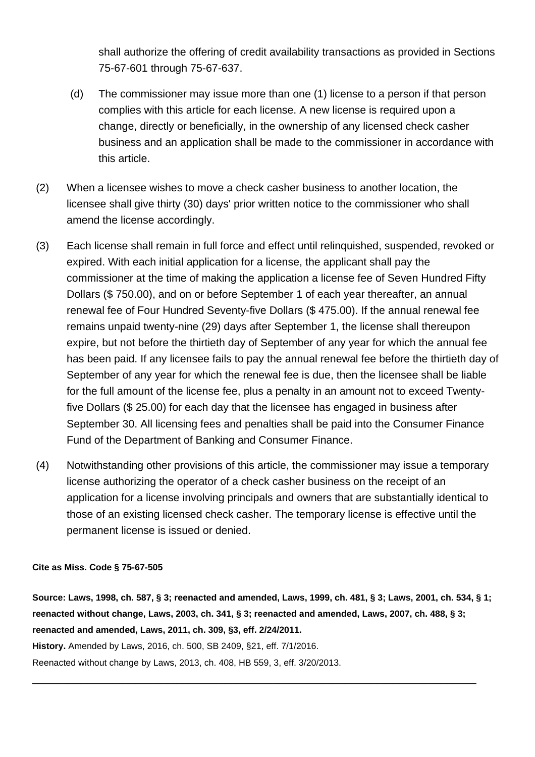shall authorize the offering of credit availability transactions as provided in Sections 75-67-601 through 75-67-637.

(d) The commissioner may issue more than one (1) license to a person if that person complies with this article for each license. A new license is required upon a change, directly or beneficially, in the ownership of any licensed check casher business and an application shall be made to the commissioner in accordance with this article.

(2) When a licensee wishes to move a check casher business to another location, the licensee shall give thirty (30) days' prior written notice to the commissioner who shall amend the license accordingly.

(3) Each license shall remain in full force and effect until relinquished, suspended, revoked or expired. With each initial application for a license, the applicant shall pay the commissioner at the time of making the application a license fee of Seven Hundred Fifty Dollars ($ 750.00), and on or before September 1 of each year thereafter, an annual renewal fee of Four Hundred Seventy-five Dollars ($ 475.00). If the annual renewal fee remains unpaid twenty-nine (29) days after September 1, the license shall thereupon expire, but not before the thirtieth day of September of any year for which the annual fee has been paid. If any licensee fails to pay the annual renewal fee before the thirtieth day of September of any year for which the renewal fee is due, then the licensee shall be liable for the full amount of the license fee, plus a penalty in an amount not to exceed Twenty-five Dollars ($ 25.00) for each day that the licensee has engaged in business after September 30. All licensing fees and penalties shall be paid into the Consumer Finance Fund of the Department of Banking and Consumer Finance.

(4) Notwithstanding other provisions of this article, the commissioner may issue a temporary license authorizing the operator of a check casher business on the receipt of an application for a license involving principals and owners that are substantially identical to those of an existing licensed check casher. The temporary license is effective until the permanent license is issued or denied.

**Cite as Miss. Code § 75-67-505**

**Source: Laws, 1998, ch. 587, § 3; reenacted and amended, Laws, 1999, ch. 481, § 3; Laws, 2001, ch. 534, § 1; reenacted without change, Laws, 2003, ch. 341, § 3; reenacted and amended, Laws, 2007, ch. 488, § 3; reenacted and amended, Laws, 2011, ch. 309, §3, eff. 2/24/2011.**

**History.** Amended by Laws, 2016, ch. 500, SB 2409, §21, eff. 7/1/2016.

Reenacted without change by Laws, 2013, ch. 408, HB 559, 3, eff. 3/20/2013.

---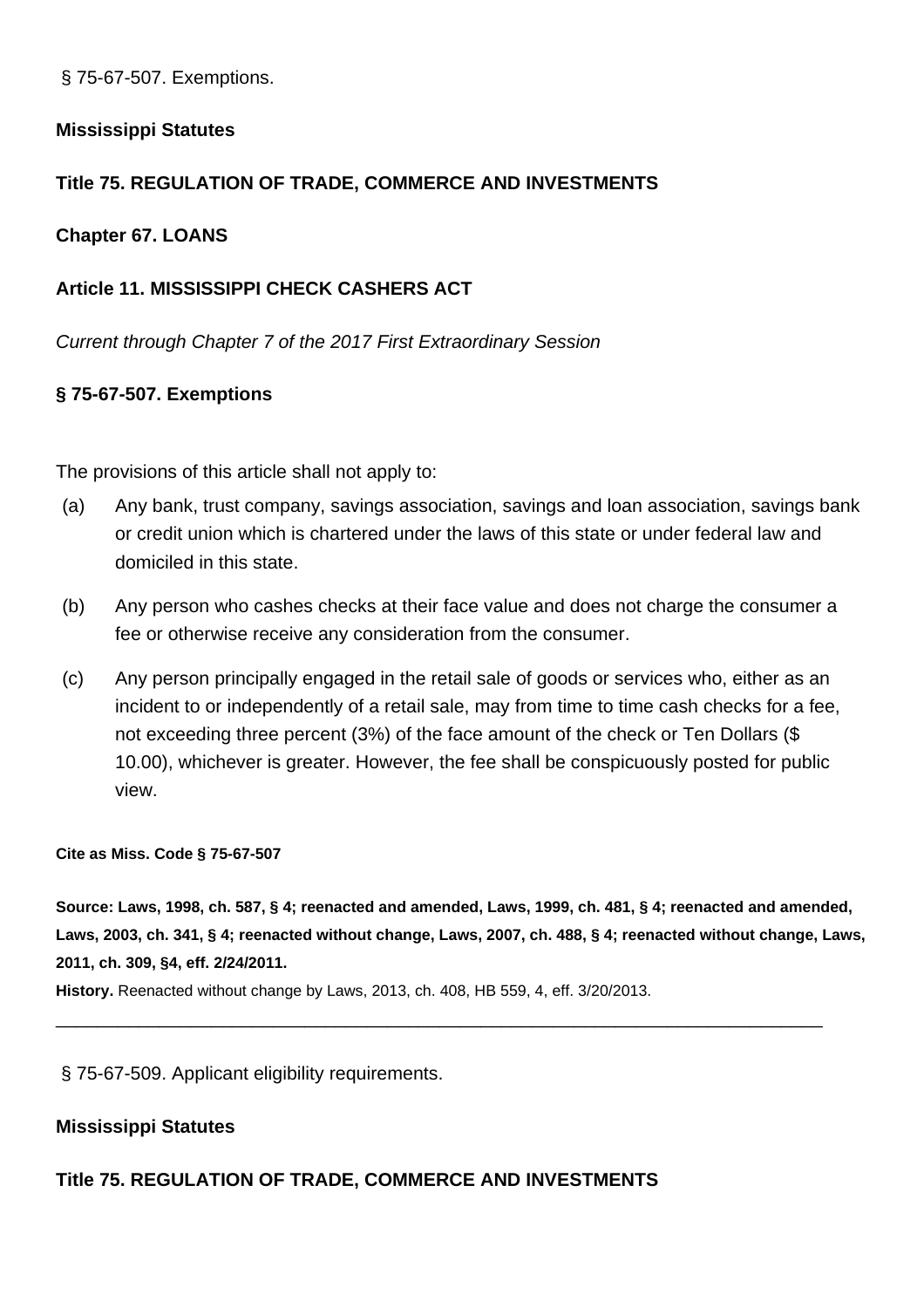§ 75-67-507. Exemptions.

**Mississippi Statutes**

**Title 75. REGULATION OF TRADE, COMMERCE AND INVESTMENTS**

**Chapter 67. LOANS**

**Article 11. MISSISSIPPI CHECK CASHERS ACT**

*Current through Chapter 7 of the 2017 First Extraordinary Session*

**§ 75-67-507. Exemptions**

The provisions of this article shall not apply to:

(a) Any bank, trust company, savings association, savings and loan association, savings bank or credit union which is chartered under the laws of this state or under federal law and domiciled in this state.

(b) Any person who cashes checks at their face value and does not charge the consumer a fee or otherwise receive any consideration from the consumer.

(c) Any person principally engaged in the retail sale of goods or services who, either as an incident to or independently of a retail sale, may from time to time cash checks for a fee, not exceeding three percent (3%) of the face amount of the check or Ten Dollars ($ 10.00), whichever is greater. However, the fee shall be conspicuously posted for public view.

**Cite as Miss. Code § 75-67-507**

**Source: Laws, 1998, ch. 587, § 4; reenacted and amended, Laws, 1999, ch. 481, § 4; reenacted and amended, Laws, 2003, ch. 341, § 4; reenacted without change, Laws, 2007, ch. 488, § 4; reenacted without change, Laws, 2011, ch. 309, §4, eff. 2/24/2011.**

**History.** Reenacted without change by Laws, 2013, ch. 408, HB 559, 4, eff. 3/20/2013.

---

§ 75-67-509. Applicant eligibility requirements.

**Mississippi Statutes**

**Title 75. REGULATION OF TRADE, COMMERCE AND INVESTMENTS**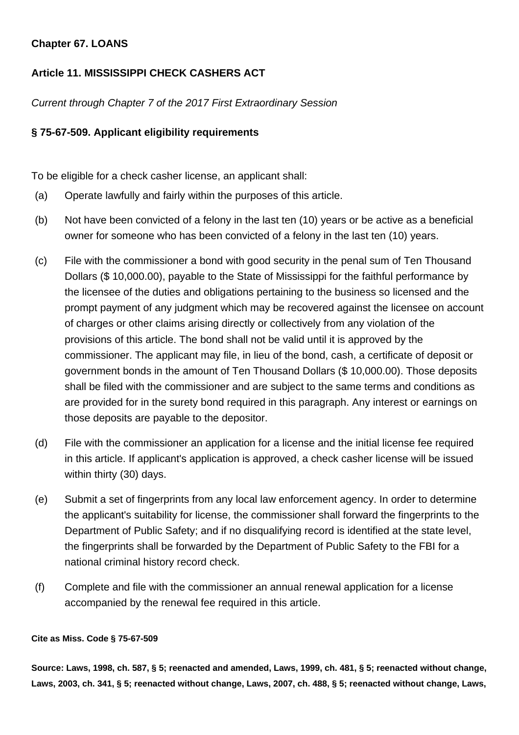**Chapter 67. LOANS**

**Article 11. MISSISSIPPI CHECK CASHERS ACT**

*Current through Chapter 7 of the 2017 First Extraordinary Session*

**§ 75-67-509. Applicant eligibility requirements**

To be eligible for a check casher license, an applicant shall:

(a) Operate lawfully and fairly within the purposes of this article.

(b) Not have been convicted of a felony in the last ten (10) years or be active as a beneficial owner for someone who has been convicted of a felony in the last ten (10) years.

(c) File with the commissioner a bond with good security in the penal sum of Ten Thousand Dollars ($ 10,000.00), payable to the State of Mississippi for the faithful performance by the licensee of the duties and obligations pertaining to the business so licensed and the prompt payment of any judgment which may be recovered against the licensee on account of charges or other claims arising directly or collectively from any violation of the provisions of this article. The bond shall not be valid until it is approved by the commissioner. The applicant may file, in lieu of the bond, cash, a certificate of deposit or government bonds in the amount of Ten Thousand Dollars ($ 10,000.00). Those deposits shall be filed with the commissioner and are subject to the same terms and conditions as are provided for in the surety bond required in this paragraph. Any interest or earnings on those deposits are payable to the depositor.

(d) File with the commissioner an application for a license and the initial license fee required in this article. If applicant's application is approved, a check casher license will be issued within thirty (30) days.

(e) Submit a set of fingerprints from any local law enforcement agency. In order to determine the applicant's suitability for license, the commissioner shall forward the fingerprints to the Department of Public Safety; and if no disqualifying record is identified at the state level, the fingerprints shall be forwarded by the Department of Public Safety to the FBI for a national criminal history record check.

(f) Complete and file with the commissioner an annual renewal application for a license accompanied by the renewal fee required in this article.

**Cite as Miss. Code § 75-67-509**

**Source: Laws, 1998, ch. 587, § 5; reenacted and amended, Laws, 1999, ch. 481, § 5; reenacted without change, Laws, 2003, ch. 341, § 5; reenacted without change, Laws, 2007, ch. 488, § 5; reenacted without change, Laws,**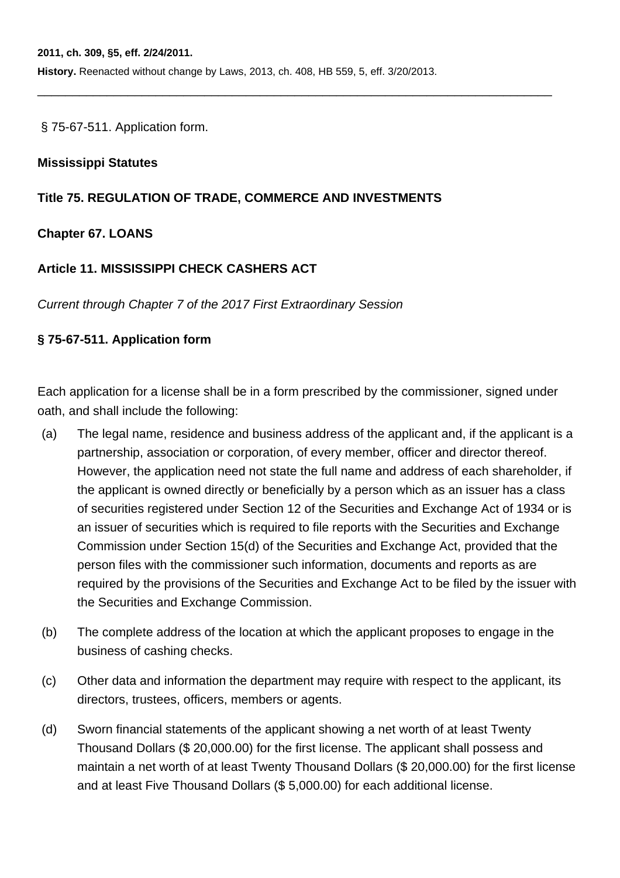**2011, ch. 309, §5, eff. 2/24/2011.**

**History.** Reenacted without change by Laws, 2013, ch. 408, HB 559, 5, eff. 3/20/2013.

---

§ 75-67-511. Application form.

**Mississippi Statutes**

**Title 75. REGULATION OF TRADE, COMMERCE AND INVESTMENTS**

**Chapter 67. LOANS**

**Article 11. MISSISSIPPI CHECK CASHERS ACT**

*Current through Chapter 7 of the 2017 First Extraordinary Session*

**§ 75-67-511. Application form**

Each application for a license shall be in a form prescribed by the commissioner, signed under oath, and shall include the following:

(a) The legal name, residence and business address of the applicant and, if the applicant is a partnership, association or corporation, of every member, officer and director thereof. However, the application need not state the full name and address of each shareholder, if the applicant is owned directly or beneficially by a person which as an issuer has a class of securities registered under Section 12 of the Securities and Exchange Act of 1934 or is an issuer of securities which is required to file reports with the Securities and Exchange Commission under Section 15(d) of the Securities and Exchange Act, provided that the person files with the commissioner such information, documents and reports as are required by the provisions of the Securities and Exchange Act to be filed by the issuer with the Securities and Exchange Commission.

(b) The complete address of the location at which the applicant proposes to engage in the business of cashing checks.

(c) Other data and information the department may require with respect to the applicant, its directors, trustees, officers, members or agents.

(d) Sworn financial statements of the applicant showing a net worth of at least Twenty Thousand Dollars ($ 20,000.00) for the first license. The applicant shall possess and maintain a net worth of at least Twenty Thousand Dollars ($ 20,000.00) for the first license and at least Five Thousand Dollars ($ 5,000.00) for each additional license.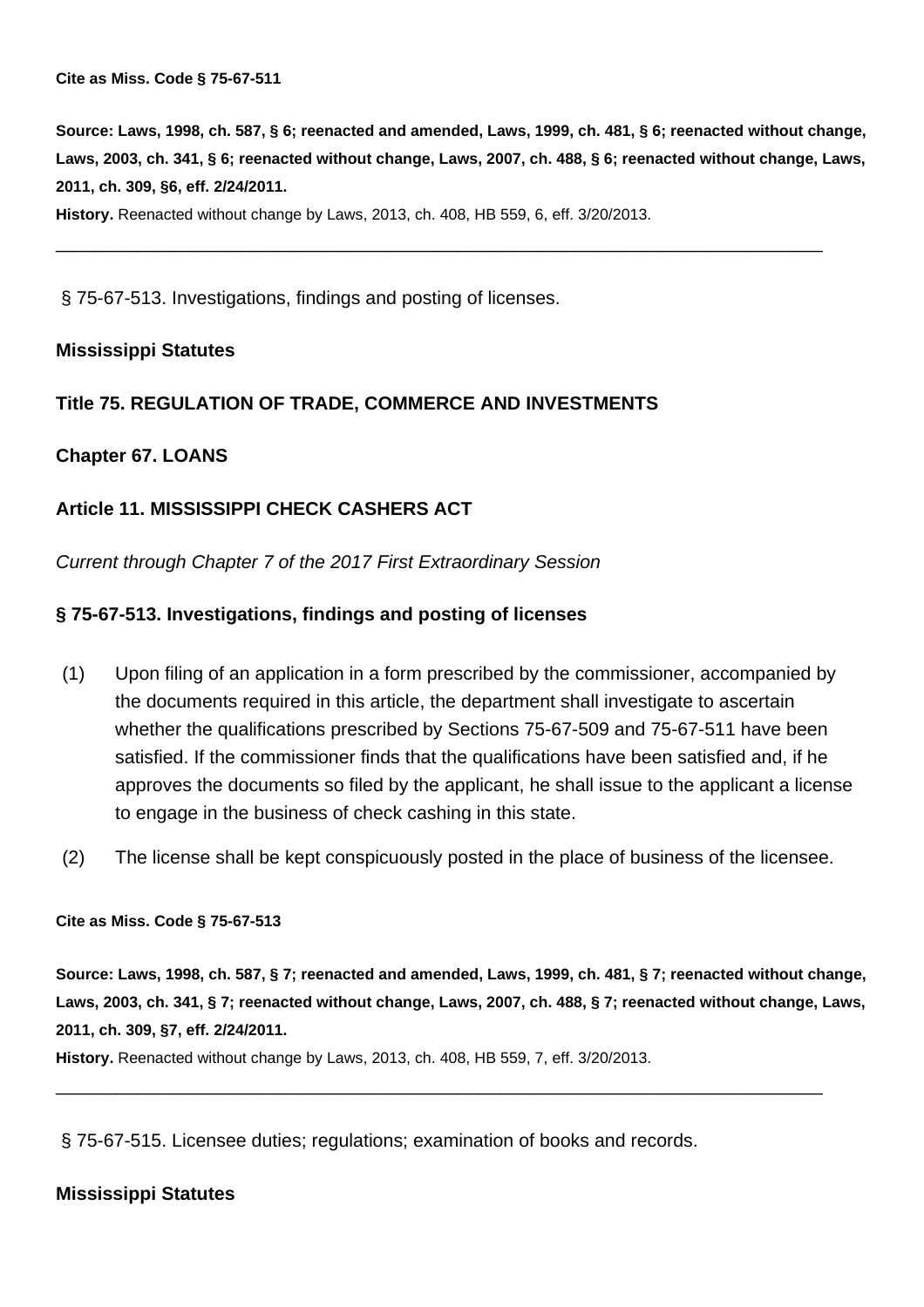**Cite as Miss. Code § 75-67-511**

**Source: Laws, 1998, ch. 587, § 6; reenacted and amended, Laws, 1999, ch. 481, § 6; reenacted without change, Laws, 2003, ch. 341, § 6; reenacted without change, Laws, 2007, ch. 488, § 6; reenacted without change, Laws, 2011, ch. 309, §6, eff. 2/24/2011.**

**History.** Reenacted without change by Laws, 2013, ch. 408, HB 559, 6, eff. 3/20/2013.

---

§ 75-67-513. Investigations, findings and posting of licenses.

**Mississippi Statutes**

**Title 75. REGULATION OF TRADE, COMMERCE AND INVESTMENTS**

**Chapter 67. LOANS**

**Article 11. MISSISSIPPI CHECK CASHERS ACT**

*Current through Chapter 7 of the 2017 First Extraordinary Session*

**§ 75-67-513. Investigations, findings and posting of licenses**

(1) Upon filing of an application in a form prescribed by the commissioner, accompanied by the documents required in this article, the department shall investigate to ascertain whether the qualifications prescribed by Sections 75-67-509 and 75-67-511 have been satisfied. If the commissioner finds that the qualifications have been satisfied and, if he approves the documents so filed by the applicant, he shall issue to the applicant a license to engage in the business of check cashing in this state.

(2) The license shall be kept conspicuously posted in the place of business of the licensee.

**Cite as Miss. Code § 75-67-513**

**Source: Laws, 1998, ch. 587, § 7; reenacted and amended, Laws, 1999, ch. 481, § 7; reenacted without change, Laws, 2003, ch. 341, § 7; reenacted without change, Laws, 2007, ch. 488, § 7; reenacted without change, Laws, 2011, ch. 309, §7, eff. 2/24/2011.**

**History.** Reenacted without change by Laws, 2013, ch. 408, HB 559, 7, eff. 3/20/2013.

---

§ 75-67-515. Licensee duties; regulations; examination of books and records.

**Mississippi Statutes**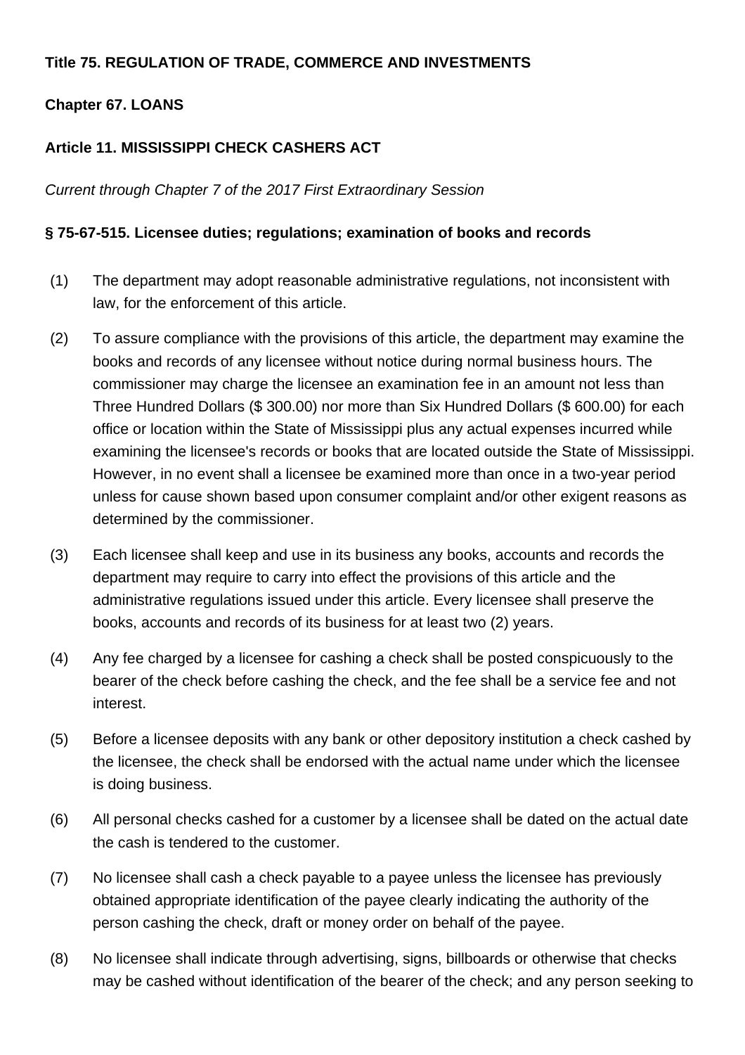**Title 75. REGULATION OF TRADE, COMMERCE AND INVESTMENTS**

**Chapter 67. LOANS**

**Article 11. MISSISSIPPI CHECK CASHERS ACT**

*Current through Chapter 7 of the 2017 First Extraordinary Session*

**§ 75-67-515. Licensee duties; regulations; examination of books and records**

(1) The department may adopt reasonable administrative regulations, not inconsistent with law, for the enforcement of this article.

(2) To assure compliance with the provisions of this article, the department may examine the books and records of any licensee without notice during normal business hours. The commissioner may charge the licensee an examination fee in an amount not less than Three Hundred Dollars ($ 300.00) nor more than Six Hundred Dollars ($ 600.00) for each office or location within the State of Mississippi plus any actual expenses incurred while examining the licensee's records or books that are located outside the State of Mississippi. However, in no event shall a licensee be examined more than once in a two-year period unless for cause shown based upon consumer complaint and/or other exigent reasons as determined by the commissioner.

(3) Each licensee shall keep and use in its business any books, accounts and records the department may require to carry into effect the provisions of this article and the administrative regulations issued under this article. Every licensee shall preserve the books, accounts and records of its business for at least two (2) years.

(4) Any fee charged by a licensee for cashing a check shall be posted conspicuously to the bearer of the check before cashing the check, and the fee shall be a service fee and not interest.

(5) Before a licensee deposits with any bank or other depository institution a check cashed by the licensee, the check shall be endorsed with the actual name under which the licensee is doing business.

(6) All personal checks cashed for a customer by a licensee shall be dated on the actual date the cash is tendered to the customer.

(7) No licensee shall cash a check payable to a payee unless the licensee has previously obtained appropriate identification of the payee clearly indicating the authority of the person cashing the check, draft or money order on behalf of the payee.

(8) No licensee shall indicate through advertising, signs, billboards or otherwise that checks may be cashed without identification of the bearer of the check; and any person seeking to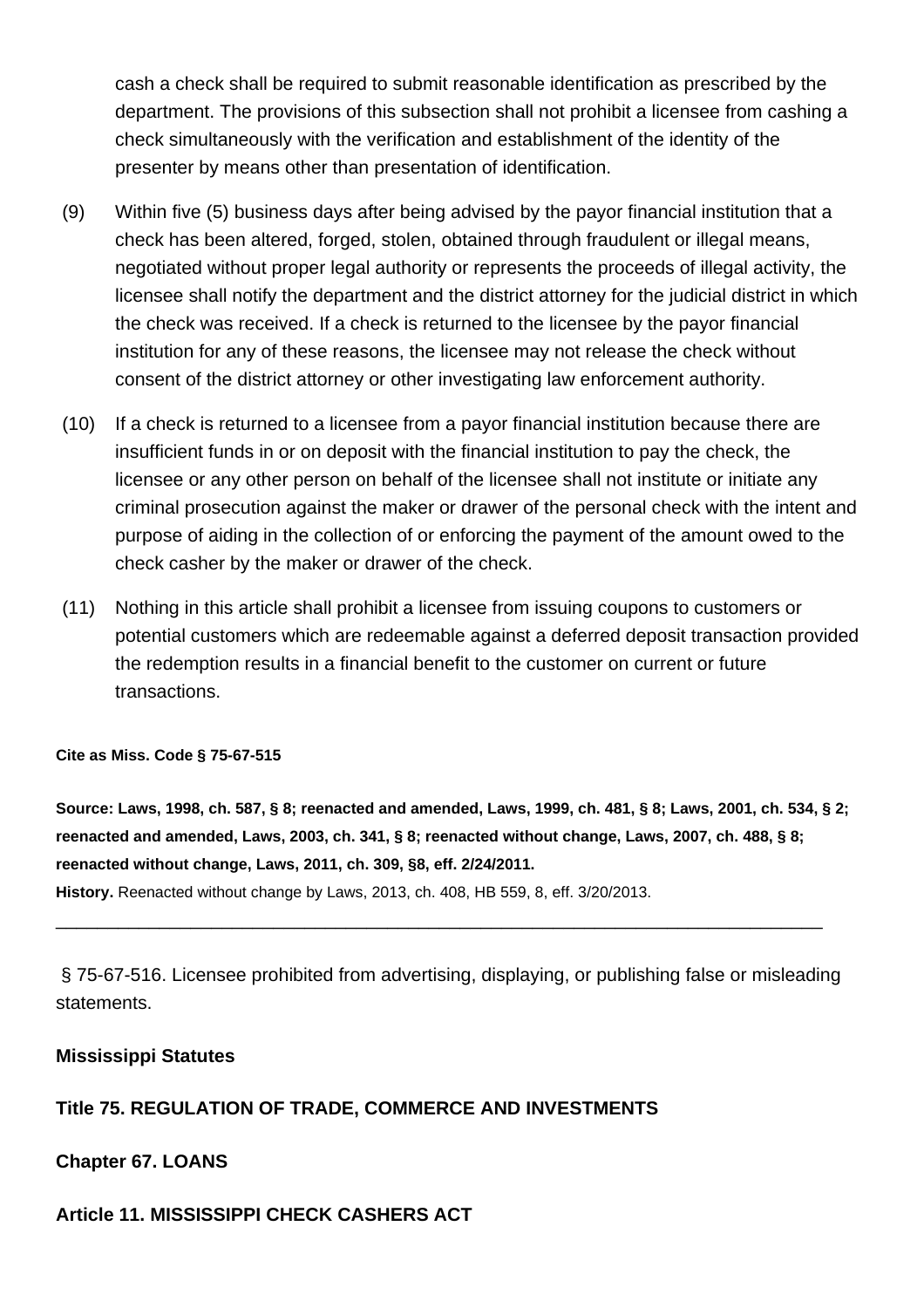cash a check shall be required to submit reasonable identification as prescribed by the department. The provisions of this subsection shall not prohibit a licensee from cashing a check simultaneously with the verification and establishment of the identity of the presenter by means other than presentation of identification.

(9) Within five (5) business days after being advised by the payor financial institution that a check has been altered, forged, stolen, obtained through fraudulent or illegal means, negotiated without proper legal authority or represents the proceeds of illegal activity, the licensee shall notify the department and the district attorney for the judicial district in which the check was received. If a check is returned to the licensee by the payor financial institution for any of these reasons, the licensee may not release the check without consent of the district attorney or other investigating law enforcement authority.

(10) If a check is returned to a licensee from a payor financial institution because there are insufficient funds in or on deposit with the financial institution to pay the check, the licensee or any other person on behalf of the licensee shall not institute or initiate any criminal prosecution against the maker or drawer of the personal check with the intent and purpose of aiding in the collection of or enforcing the payment of the amount owed to the check casher by the maker or drawer of the check.

(11) Nothing in this article shall prohibit a licensee from issuing coupons to customers or potential customers which are redeemable against a deferred deposit transaction provided the redemption results in a financial benefit to the customer on current or future transactions.

**Cite as Miss. Code § 75-67-515**

**Source: Laws, 1998, ch. 587, § 8; reenacted and amended, Laws, 1999, ch. 481, § 8; Laws, 2001, ch. 534, § 2; reenacted and amended, Laws, 2003, ch. 341, § 8; reenacted without change, Laws, 2007, ch. 488, § 8; reenacted without change, Laws, 2011, ch. 309, §8, eff. 2/24/2011.**

**History.** Reenacted without change by Laws, 2013, ch. 408, HB 559, 8, eff. 3/20/2013.

---

§ 75-67-516. Licensee prohibited from advertising, displaying, or publishing false or misleading statements.

**Mississippi Statutes**

**Title 75. REGULATION OF TRADE, COMMERCE AND INVESTMENTS**

**Chapter 67. LOANS**

**Article 11. MISSISSIPPI CHECK CASHERS ACT**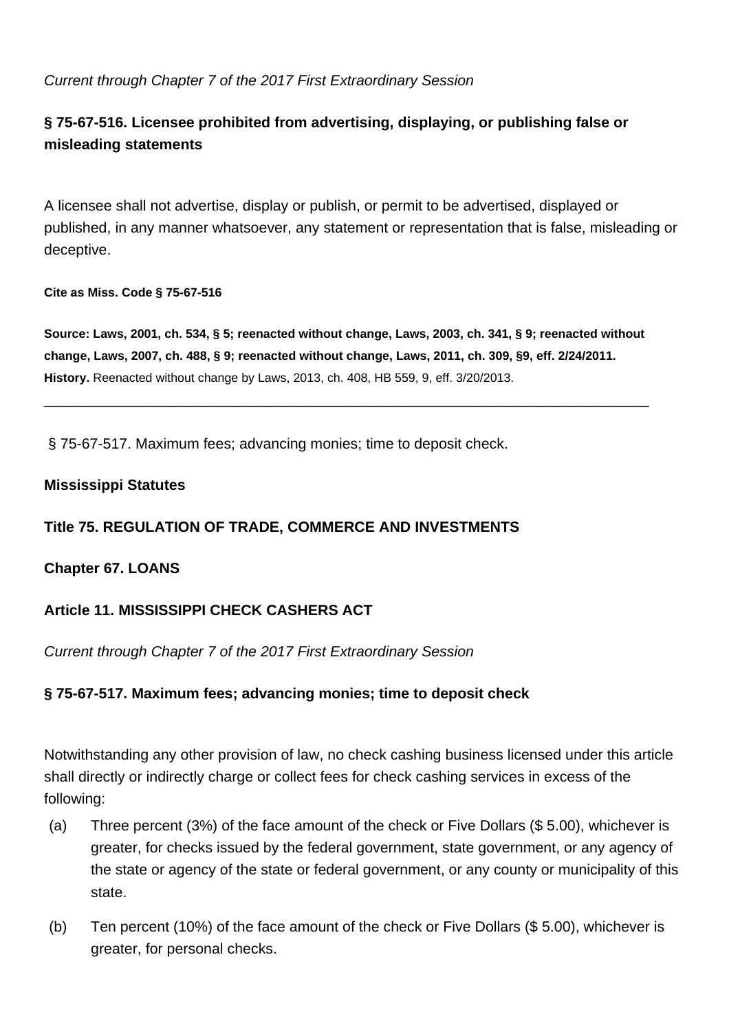*Current through Chapter 7 of the 2017 First Extraordinary Session*

### § 75-67-516. Licensee prohibited from advertising, displaying, or publishing false or misleading statements

A licensee shall not advertise, display or publish, or permit to be advertised, displayed or published, in any manner whatsoever, any statement or representation that is false, misleading or deceptive.

**Cite as Miss. Code § 75-67-516**

**Source: Laws, 2001, ch. 534, § 5; reenacted without change, Laws, 2003, ch. 341, § 9; reenacted without change, Laws, 2007, ch. 488, § 9; reenacted without change, Laws, 2011, ch. 309, §9, eff. 2/24/2011.**
**History.** Reenacted without change by Laws, 2013, ch. 408, HB 559, 9, eff. 3/20/2013.

---

§ 75-67-517. Maximum fees; advancing monies; time to deposit check.

**Mississippi Statutes**

**Title 75. REGULATION OF TRADE, COMMERCE AND INVESTMENTS**

**Chapter 67. LOANS**

**Article 11. MISSISSIPPI CHECK CASHERS ACT**

*Current through Chapter 7 of the 2017 First Extraordinary Session*

### § 75-67-517. Maximum fees; advancing monies; time to deposit check

Notwithstanding any other provision of law, no check cashing business licensed under this article shall directly or indirectly charge or collect fees for check cashing services in excess of the following:

(a) Three percent (3%) of the face amount of the check or Five Dollars ($ 5.00), whichever is greater, for checks issued by the federal government, state government, or any agency of the state or agency of the state or federal government, or any county or municipality of this state.

(b) Ten percent (10%) of the face amount of the check or Five Dollars ($ 5.00), whichever is greater, for personal checks.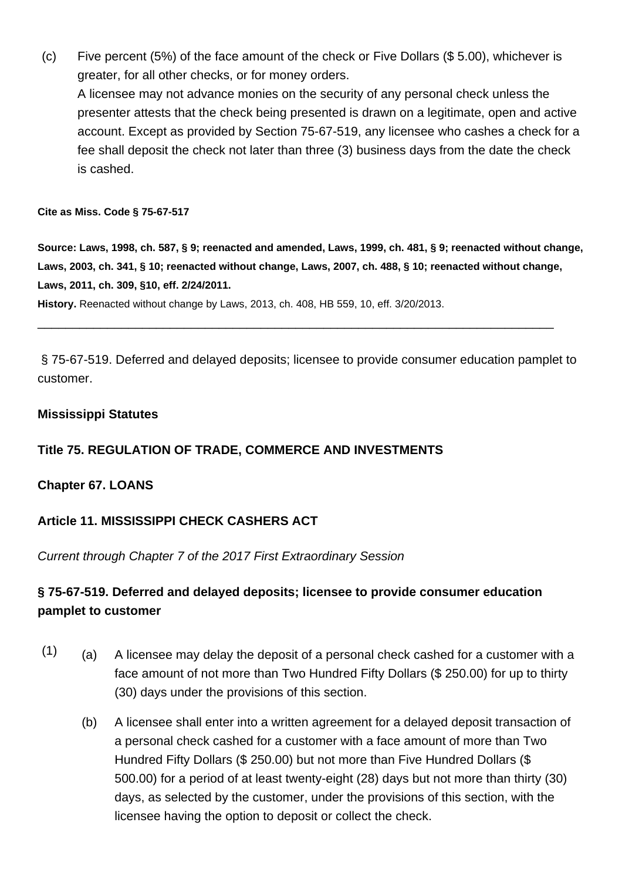(c) Five percent (5%) of the face amount of the check or Five Dollars ($ 5.00), whichever is greater, for all other checks, or for money orders.

A licensee may not advance monies on the security of any personal check unless the presenter attests that the check being presented is drawn on a legitimate, open and active account. Except as provided by Section 75-67-519, any licensee who cashes a check for a fee shall deposit the check not later than three (3) business days from the date the check is cashed.

**Cite as Miss. Code § 75-67-517**

**Source: Laws, 1998, ch. 587, § 9; reenacted and amended, Laws, 1999, ch. 481, § 9; reenacted without change, Laws, 2003, ch. 341, § 10; reenacted without change, Laws, 2007, ch. 488, § 10; reenacted without change, Laws, 2011, ch. 309, §10, eff. 2/24/2011.**

**History.** Reenacted without change by Laws, 2013, ch. 408, HB 559, 10, eff. 3/20/2013.

---

§ 75-67-519. Deferred and delayed deposits; licensee to provide consumer education pamplet to customer.

**Mississippi Statutes**

**Title 75. REGULATION OF TRADE, COMMERCE AND INVESTMENTS**

**Chapter 67. LOANS**

**Article 11. MISSISSIPPI CHECK CASHERS ACT**

*Current through Chapter 7 of the 2017 First Extraordinary Session*

### § 75-67-519. Deferred and delayed deposits; licensee to provide consumer education pamplet to customer

(1) (a) A licensee may delay the deposit of a personal check cashed for a customer with a face amount of not more than Two Hundred Fifty Dollars ($ 250.00) for up to thirty (30) days under the provisions of this section.

(b) A licensee shall enter into a written agreement for a delayed deposit transaction of a personal check cashed for a customer with a face amount of more than Two Hundred Fifty Dollars ($ 250.00) but not more than Five Hundred Dollars ($ 500.00) for a period of at least twenty-eight (28) days but not more than thirty (30) days, as selected by the customer, under the provisions of this section, with the licensee having the option to deposit or collect the check.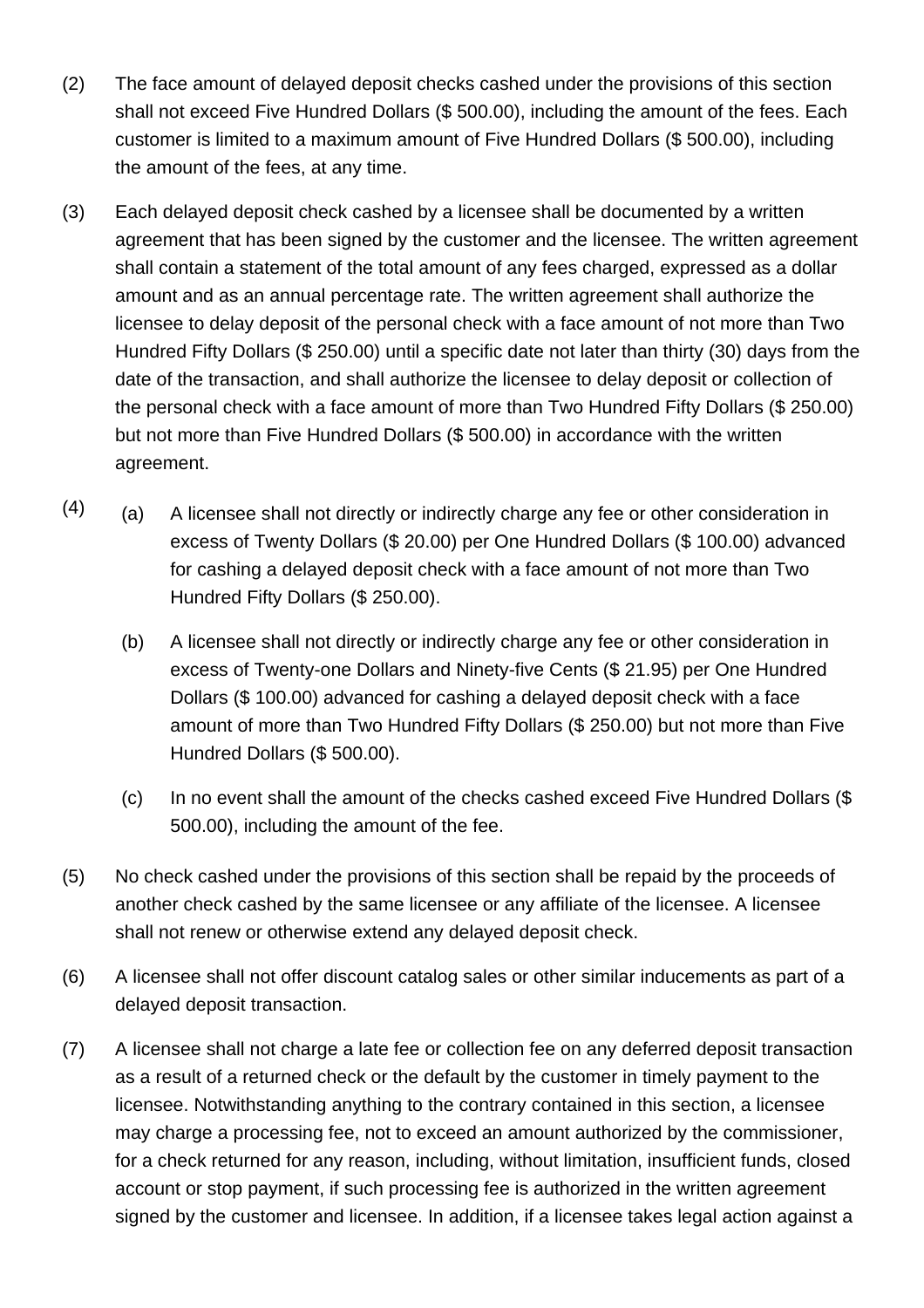(2) The face amount of delayed deposit checks cashed under the provisions of this section shall not exceed Five Hundred Dollars ($ 500.00), including the amount of the fees. Each customer is limited to a maximum amount of Five Hundred Dollars ($ 500.00), including the amount of the fees, at any time.

(3) Each delayed deposit check cashed by a licensee shall be documented by a written agreement that has been signed by the customer and the licensee. The written agreement shall contain a statement of the total amount of any fees charged, expressed as a dollar amount and as an annual percentage rate. The written agreement shall authorize the licensee to delay deposit of the personal check with a face amount of not more than Two Hundred Fifty Dollars ($ 250.00) until a specific date not later than thirty (30) days from the date of the transaction, and shall authorize the licensee to delay deposit or collection of the personal check with a face amount of more than Two Hundred Fifty Dollars ($ 250.00) but not more than Five Hundred Dollars ($ 500.00) in accordance with the written agreement.

(4) (a) A licensee shall not directly or indirectly charge any fee or other consideration in excess of Twenty Dollars ($ 20.00) per One Hundred Dollars ($ 100.00) advanced for cashing a delayed deposit check with a face amount of not more than Two Hundred Fifty Dollars ($ 250.00).

(b) A licensee shall not directly or indirectly charge any fee or other consideration in excess of Twenty-one Dollars and Ninety-five Cents ($ 21.95) per One Hundred Dollars ($ 100.00) advanced for cashing a delayed deposit check with a face amount of more than Two Hundred Fifty Dollars ($ 250.00) but not more than Five Hundred Dollars ($ 500.00).

(c) In no event shall the amount of the checks cashed exceed Five Hundred Dollars ($ 500.00), including the amount of the fee.

(5) No check cashed under the provisions of this section shall be repaid by the proceeds of another check cashed by the same licensee or any affiliate of the licensee. A licensee shall not renew or otherwise extend any delayed deposit check.

(6) A licensee shall not offer discount catalog sales or other similar inducements as part of a delayed deposit transaction.

(7) A licensee shall not charge a late fee or collection fee on any deferred deposit transaction as a result of a returned check or the default by the customer in timely payment to the licensee. Notwithstanding anything to the contrary contained in this section, a licensee may charge a processing fee, not to exceed an amount authorized by the commissioner, for a check returned for any reason, including, without limitation, insufficient funds, closed account or stop payment, if such processing fee is authorized in the written agreement signed by the customer and licensee. In addition, if a licensee takes legal action against a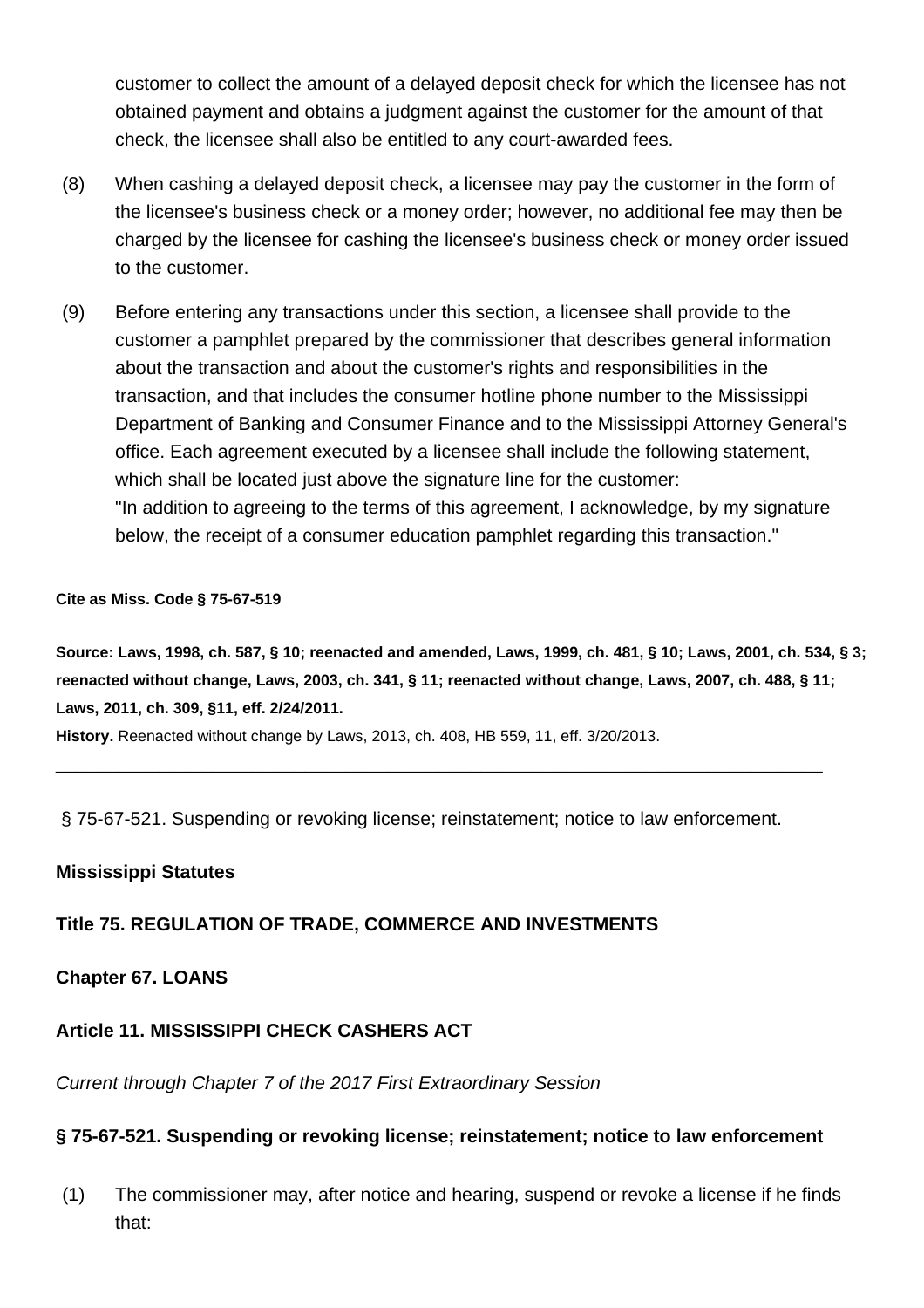customer to collect the amount of a delayed deposit check for which the licensee has not obtained payment and obtains a judgment against the customer for the amount of that check, the licensee shall also be entitled to any court-awarded fees.

(8) When cashing a delayed deposit check, a licensee may pay the customer in the form of the licensee's business check or a money order; however, no additional fee may then be charged by the licensee for cashing the licensee's business check or money order issued to the customer.

(9) Before entering any transactions under this section, a licensee shall provide to the customer a pamphlet prepared by the commissioner that describes general information about the transaction and about the customer's rights and responsibilities in the transaction, and that includes the consumer hotline phone number to the Mississippi Department of Banking and Consumer Finance and to the Mississippi Attorney General's office. Each agreement executed by a licensee shall include the following statement, which shall be located just above the signature line for the customer:
"In addition to agreeing to the terms of this agreement, I acknowledge, by my signature below, the receipt of a consumer education pamphlet regarding this transaction."

**Cite as Miss. Code § 75-67-519**

**Source: Laws, 1998, ch. 587, § 10; reenacted and amended, Laws, 1999, ch. 481, § 10; Laws, 2001, ch. 534, § 3; reenacted without change, Laws, 2003, ch. 341, § 11; reenacted without change, Laws, 2007, ch. 488, § 11; Laws, 2011, ch. 309, §11, eff. 2/24/2011.**

**History.** Reenacted without change by Laws, 2013, ch. 408, HB 559, 11, eff. 3/20/2013.

---

§ 75-67-521. Suspending or revoking license; reinstatement; notice to law enforcement.

**Mississippi Statutes**

**Title 75. REGULATION OF TRADE, COMMERCE AND INVESTMENTS**

**Chapter 67. LOANS**

**Article 11. MISSISSIPPI CHECK CASHERS ACT**

*Current through Chapter 7 of the 2017 First Extraordinary Session*

**§ 75-67-521. Suspending or revoking license; reinstatement; notice to law enforcement**

(1) The commissioner may, after notice and hearing, suspend or revoke a license if he finds that: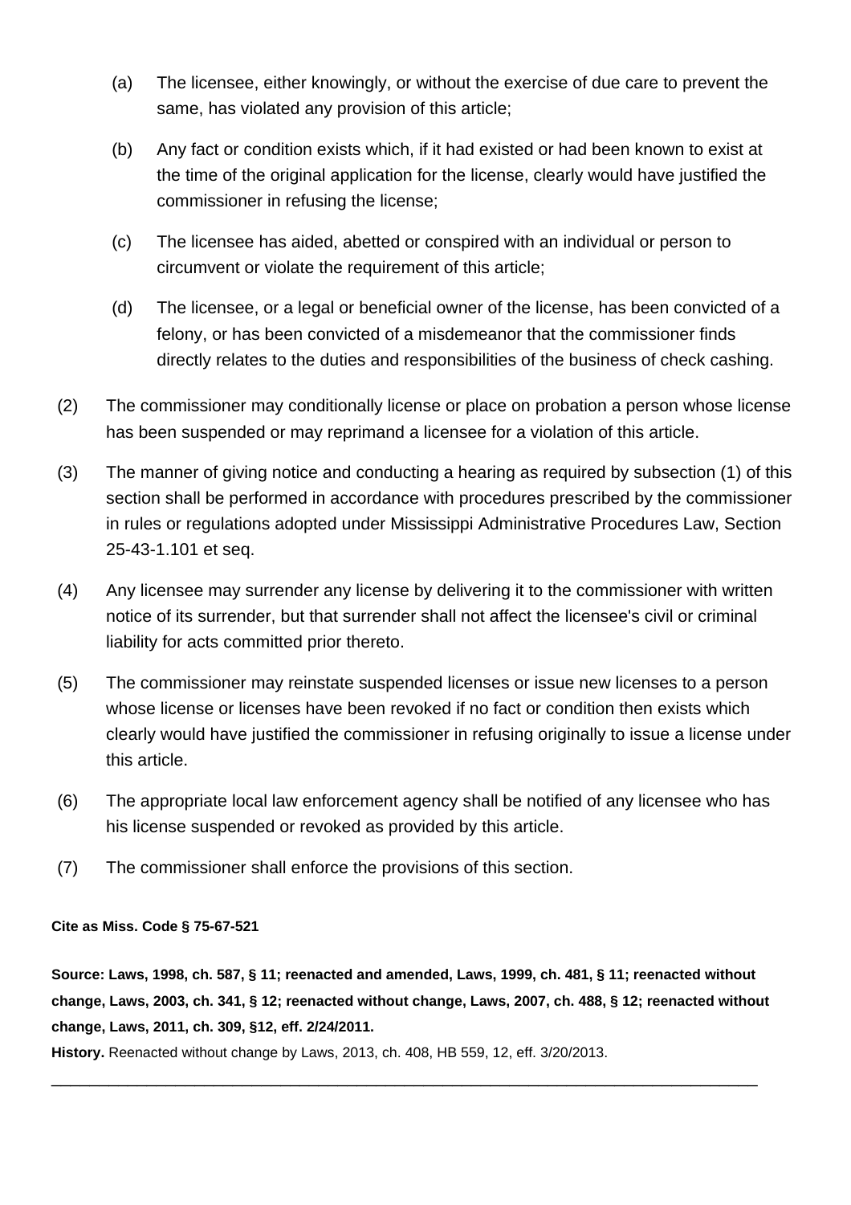(a) The licensee, either knowingly, or without the exercise of due care to prevent the same, has violated any provision of this article;

(b) Any fact or condition exists which, if it had existed or had been known to exist at the time of the original application for the license, clearly would have justified the commissioner in refusing the license;

(c) The licensee has aided, abetted or conspired with an individual or person to circumvent or violate the requirement of this article;

(d) The licensee, or a legal or beneficial owner of the license, has been convicted of a felony, or has been convicted of a misdemeanor that the commissioner finds directly relates to the duties and responsibilities of the business of check cashing.

(2) The commissioner may conditionally license or place on probation a person whose license has been suspended or may reprimand a licensee for a violation of this article.

(3) The manner of giving notice and conducting a hearing as required by subsection (1) of this section shall be performed in accordance with procedures prescribed by the commissioner in rules or regulations adopted under Mississippi Administrative Procedures Law, Section 25-43-1.101 et seq.

(4) Any licensee may surrender any license by delivering it to the commissioner with written notice of its surrender, but that surrender shall not affect the licensee's civil or criminal liability for acts committed prior thereto.

(5) The commissioner may reinstate suspended licenses or issue new licenses to a person whose license or licenses have been revoked if no fact or condition then exists which clearly would have justified the commissioner in refusing originally to issue a license under this article.

(6) The appropriate local law enforcement agency shall be notified of any licensee who has his license suspended or revoked as provided by this article.

(7) The commissioner shall enforce the provisions of this section.

**Cite as Miss. Code § 75-67-521**

**Source: Laws, 1998, ch. 587, § 11; reenacted and amended, Laws, 1999, ch. 481, § 11; reenacted without change, Laws, 2003, ch. 341, § 12; reenacted without change, Laws, 2007, ch. 488, § 12; reenacted without change, Laws, 2011, ch. 309, §12, eff. 2/24/2011.**

**History.** Reenacted without change by Laws, 2013, ch. 408, HB 559, 12, eff. 3/20/2013.

---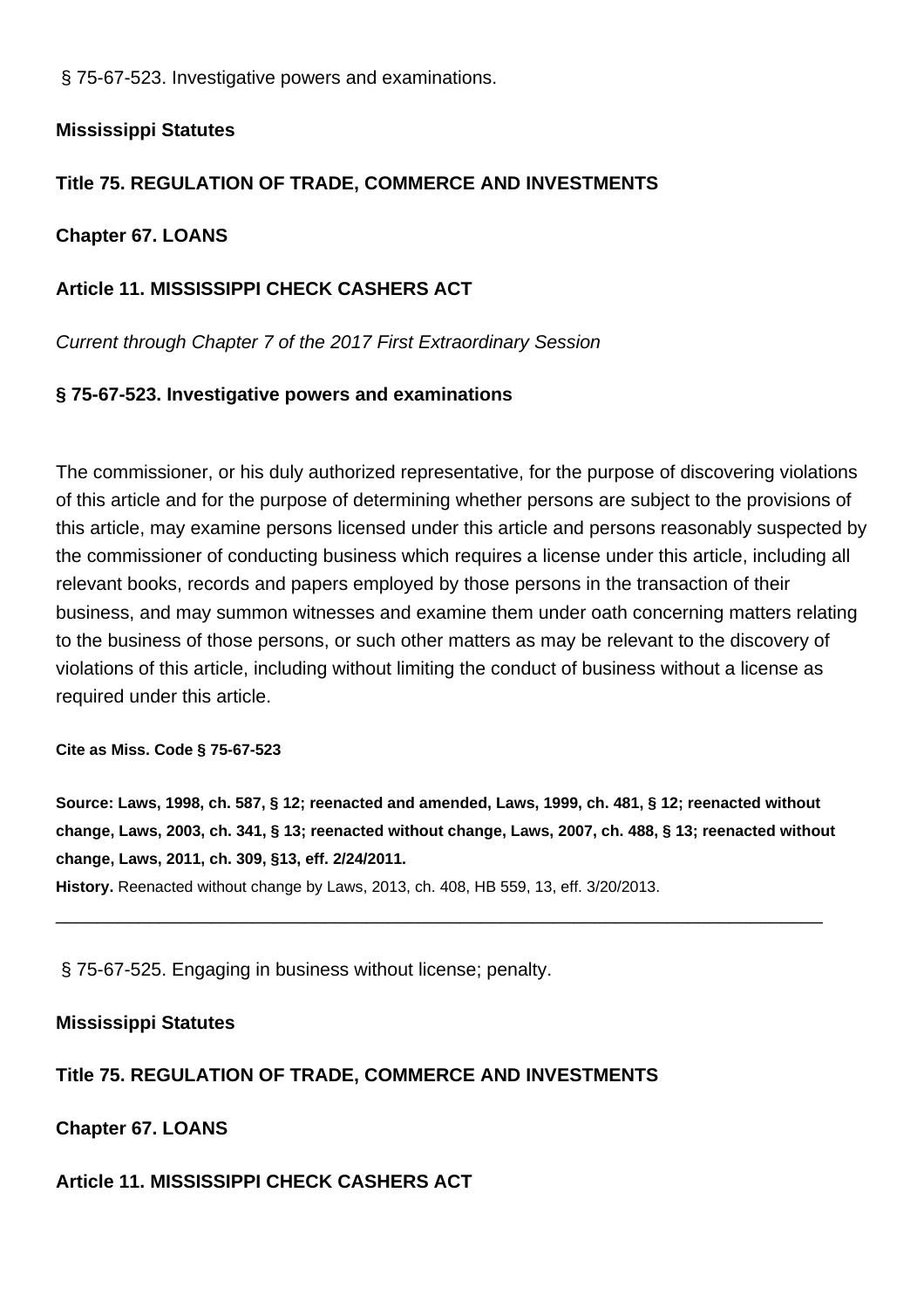§ 75-67-523. Investigative powers and examinations.

**Mississippi Statutes**

**Title 75. REGULATION OF TRADE, COMMERCE AND INVESTMENTS**

**Chapter 67. LOANS**

**Article 11. MISSISSIPPI CHECK CASHERS ACT**

*Current through Chapter 7 of the 2017 First Extraordinary Session*

**§ 75-67-523. Investigative powers and examinations**

The commissioner, or his duly authorized representative, for the purpose of discovering violations of this article and for the purpose of determining whether persons are subject to the provisions of this article, may examine persons licensed under this article and persons reasonably suspected by the commissioner of conducting business which requires a license under this article, including all relevant books, records and papers employed by those persons in the transaction of their business, and may summon witnesses and examine them under oath concerning matters relating to the business of those persons, or such other matters as may be relevant to the discovery of violations of this article, including without limiting the conduct of business without a license as required under this article.

**Cite as Miss. Code § 75-67-523**

**Source: Laws, 1998, ch. 587, § 12; reenacted and amended, Laws, 1999, ch. 481, § 12; reenacted without change, Laws, 2003, ch. 341, § 13; reenacted without change, Laws, 2007, ch. 488, § 13; reenacted without change, Laws, 2011, ch. 309, §13, eff. 2/24/2011.**

**History.** Reenacted without change by Laws, 2013, ch. 408, HB 559, 13, eff. 3/20/2013.

---

§ 75-67-525. Engaging in business without license; penalty.

**Mississippi Statutes**

**Title 75. REGULATION OF TRADE, COMMERCE AND INVESTMENTS**

**Chapter 67. LOANS**

**Article 11. MISSISSIPPI CHECK CASHERS ACT**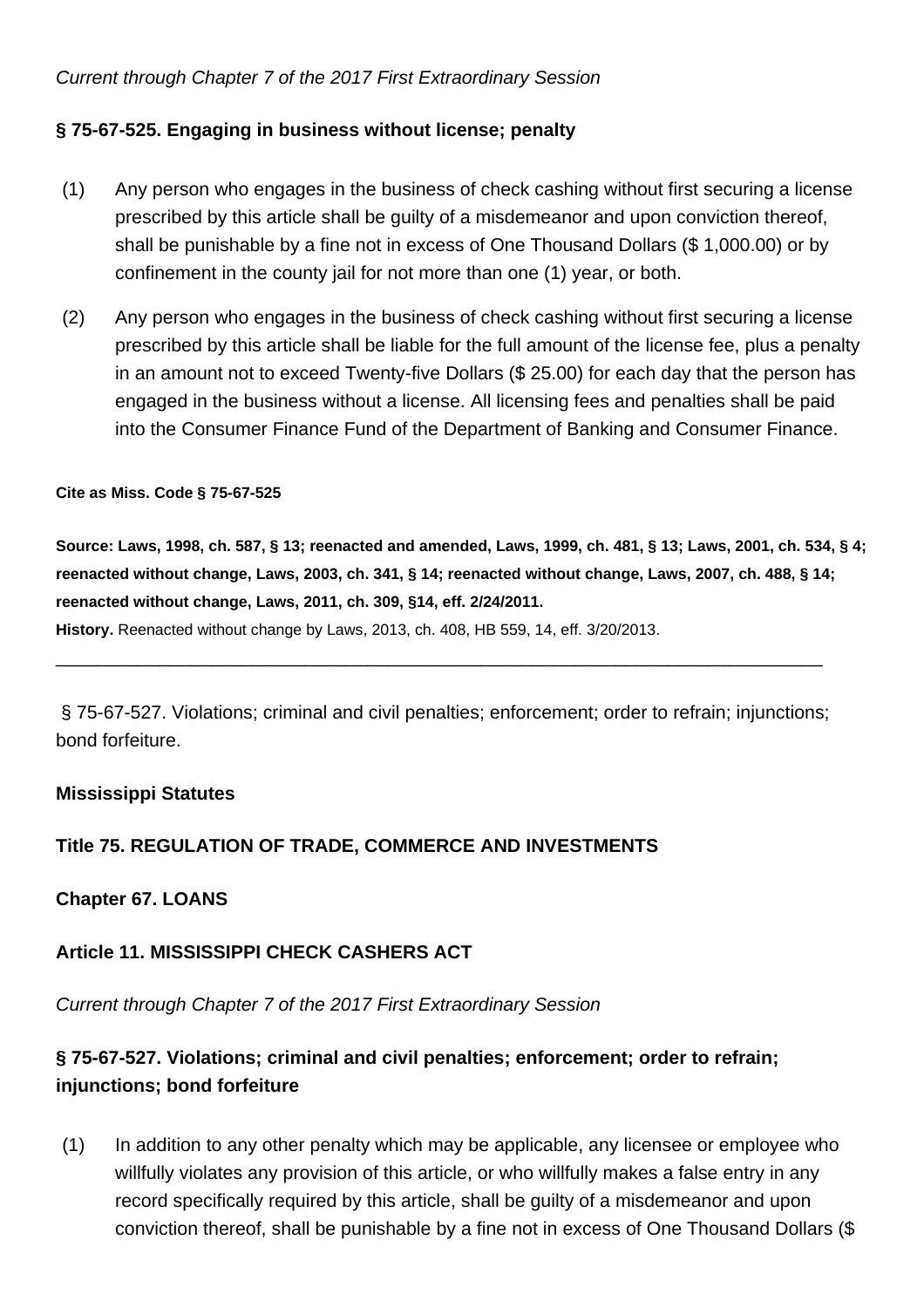*Current through Chapter 7 of the 2017 First Extraordinary Session*

**§ 75-67-525. Engaging in business without license; penalty**

(1) Any person who engages in the business of check cashing without first securing a license prescribed by this article shall be guilty of a misdemeanor and upon conviction thereof, shall be punishable by a fine not in excess of One Thousand Dollars ($ 1,000.00) or by confinement in the county jail for not more than one (1) year, or both.

(2) Any person who engages in the business of check cashing without first securing a license prescribed by this article shall be liable for the full amount of the license fee, plus a penalty in an amount not to exceed Twenty-five Dollars ($ 25.00) for each day that the person has engaged in the business without a license. All licensing fees and penalties shall be paid into the Consumer Finance Fund of the Department of Banking and Consumer Finance.

**Cite as Miss. Code § 75-67-525**

**Source: Laws, 1998, ch. 587, § 13; reenacted and amended, Laws, 1999, ch. 481, § 13; Laws, 2001, ch. 534, § 4; reenacted without change, Laws, 2003, ch. 341, § 14; reenacted without change, Laws, 2007, ch. 488, § 14; reenacted without change, Laws, 2011, ch. 309, §14, eff. 2/24/2011.**

**History.** Reenacted without change by Laws, 2013, ch. 408, HB 559, 14, eff. 3/20/2013.

---

§ 75-67-527. Violations; criminal and civil penalties; enforcement; order to refrain; injunctions; bond forfeiture.

**Mississippi Statutes**

**Title 75. REGULATION OF TRADE, COMMERCE AND INVESTMENTS**

**Chapter 67. LOANS**

**Article 11. MISSISSIPPI CHECK CASHERS ACT**

*Current through Chapter 7 of the 2017 First Extraordinary Session*

**§ 75-67-527. Violations; criminal and civil penalties; enforcement; order to refrain; injunctions; bond forfeiture**

(1) In addition to any other penalty which may be applicable, any licensee or employee who willfully violates any provision of this article, or who willfully makes a false entry in any record specifically required by this article, shall be guilty of a misdemeanor and upon conviction thereof, shall be punishable by a fine not in excess of One Thousand Dollars ($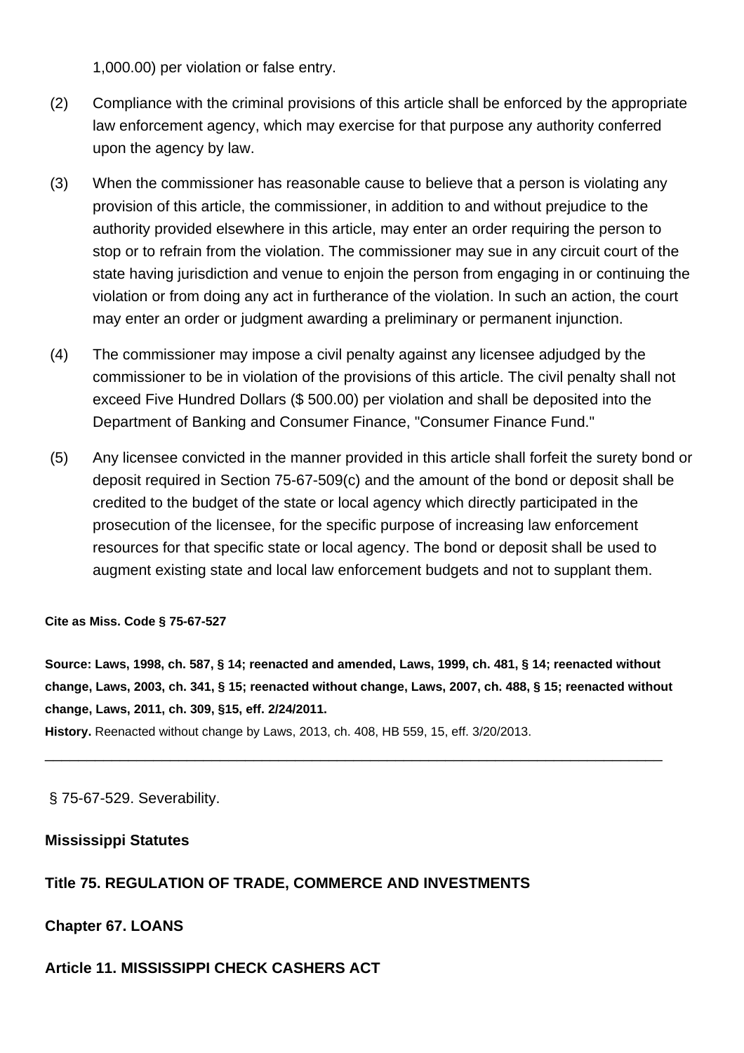1,000.00) per violation or false entry.

(2) Compliance with the criminal provisions of this article shall be enforced by the appropriate law enforcement agency, which may exercise for that purpose any authority conferred upon the agency by law.

(3) When the commissioner has reasonable cause to believe that a person is violating any provision of this article, the commissioner, in addition to and without prejudice to the authority provided elsewhere in this article, may enter an order requiring the person to stop or to refrain from the violation. The commissioner may sue in any circuit court of the state having jurisdiction and venue to enjoin the person from engaging in or continuing the violation or from doing any act in furtherance of the violation. In such an action, the court may enter an order or judgment awarding a preliminary or permanent injunction.

(4) The commissioner may impose a civil penalty against any licensee adjudged by the commissioner to be in violation of the provisions of this article. The civil penalty shall not exceed Five Hundred Dollars ($ 500.00) per violation and shall be deposited into the Department of Banking and Consumer Finance, "Consumer Finance Fund."

(5) Any licensee convicted in the manner provided in this article shall forfeit the surety bond or deposit required in Section 75-67-509(c) and the amount of the bond or deposit shall be credited to the budget of the state or local agency which directly participated in the prosecution of the licensee, for the specific purpose of increasing law enforcement resources for that specific state or local agency. The bond or deposit shall be used to augment existing state and local law enforcement budgets and not to supplant them.

**Cite as Miss. Code § 75-67-527**

**Source: Laws, 1998, ch. 587, § 14; reenacted and amended, Laws, 1999, ch. 481, § 14; reenacted without change, Laws, 2003, ch. 341, § 15; reenacted without change, Laws, 2007, ch. 488, § 15; reenacted without change, Laws, 2011, ch. 309, §15, eff. 2/24/2011.**

**History.** Reenacted without change by Laws, 2013, ch. 408, HB 559, 15, eff. 3/20/2013.

---

§ 75-67-529. Severability.

**Mississippi Statutes**

**Title 75. REGULATION OF TRADE, COMMERCE AND INVESTMENTS**

**Chapter 67. LOANS**

**Article 11. MISSISSIPPI CHECK CASHERS ACT**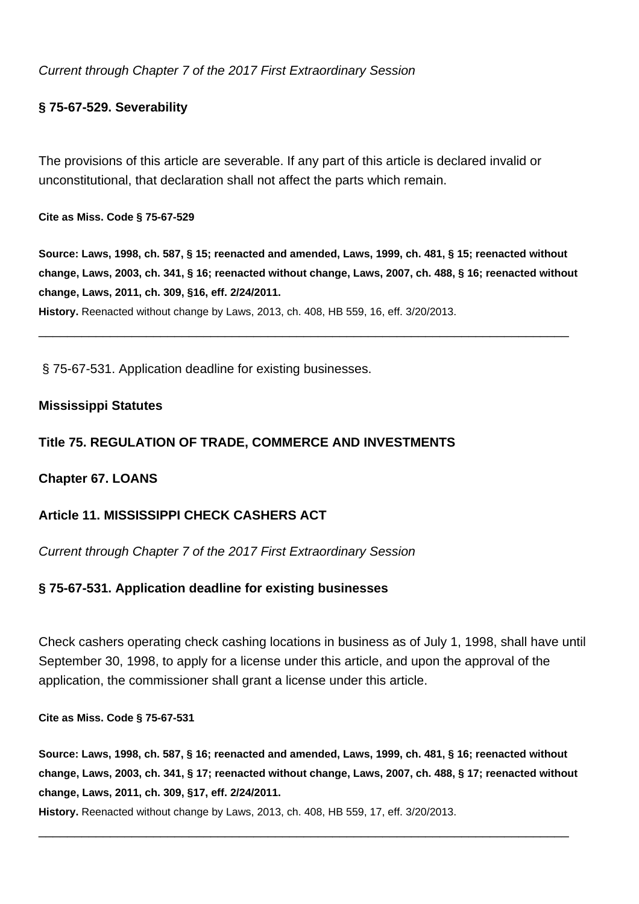*Current through Chapter 7 of the 2017 First Extraordinary Session*

**§ 75-67-529. Severability**

The provisions of this article are severable. If any part of this article is declared invalid or unconstitutional, that declaration shall not affect the parts which remain.

**Cite as Miss. Code § 75-67-529**

**Source: Laws, 1998, ch. 587, § 15; reenacted and amended, Laws, 1999, ch. 481, § 15; reenacted without change, Laws, 2003, ch. 341, § 16; reenacted without change, Laws, 2007, ch. 488, § 16; reenacted without change, Laws, 2011, ch. 309, §16, eff. 2/24/2011.**

**History.** Reenacted without change by Laws, 2013, ch. 408, HB 559, 16, eff. 3/20/2013.

---

§ 75-67-531. Application deadline for existing businesses.

**Mississippi Statutes**

**Title 75. REGULATION OF TRADE, COMMERCE AND INVESTMENTS**

**Chapter 67. LOANS**

**Article 11. MISSISSIPPI CHECK CASHERS ACT**

*Current through Chapter 7 of the 2017 First Extraordinary Session*

**§ 75-67-531. Application deadline for existing businesses**

Check cashers operating check cashing locations in business as of July 1, 1998, shall have until September 30, 1998, to apply for a license under this article, and upon the approval of the application, the commissioner shall grant a license under this article.

**Cite as Miss. Code § 75-67-531**

**Source: Laws, 1998, ch. 587, § 16; reenacted and amended, Laws, 1999, ch. 481, § 16; reenacted without change, Laws, 2003, ch. 341, § 17; reenacted without change, Laws, 2007, ch. 488, § 17; reenacted without change, Laws, 2011, ch. 309, §17, eff. 2/24/2011.**

**History.** Reenacted without change by Laws, 2013, ch. 408, HB 559, 17, eff. 3/20/2013.

---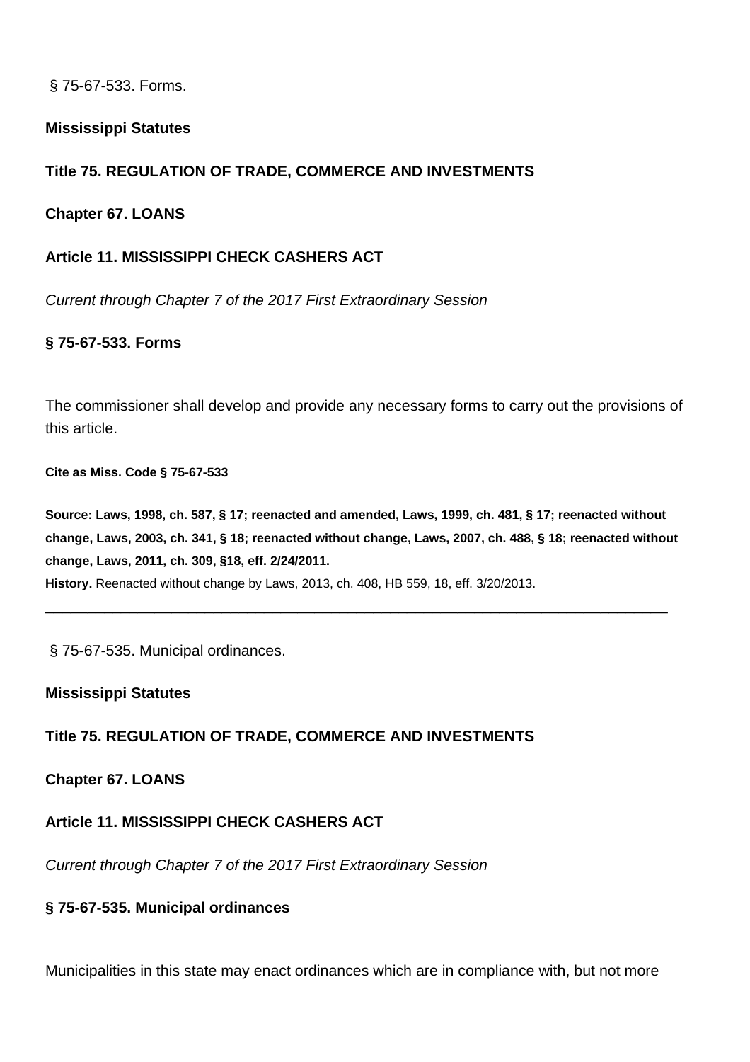§ 75-67-533. Forms.

**Mississippi Statutes**

**Title 75. REGULATION OF TRADE, COMMERCE AND INVESTMENTS**

**Chapter 67. LOANS**

**Article 11. MISSISSIPPI CHECK CASHERS ACT**

*Current through Chapter 7 of the 2017 First Extraordinary Session*

**§ 75-67-533. Forms**

The commissioner shall develop and provide any necessary forms to carry out the provisions of this article.

**Cite as Miss. Code § 75-67-533**

**Source: Laws, 1998, ch. 587, § 17; reenacted and amended, Laws, 1999, ch. 481, § 17; reenacted without change, Laws, 2003, ch. 341, § 18; reenacted without change, Laws, 2007, ch. 488, § 18; reenacted without change, Laws, 2011, ch. 309, §18, eff. 2/24/2011.**

**History.** Reenacted without change by Laws, 2013, ch. 408, HB 559, 18, eff. 3/20/2013.

---

§ 75-67-535. Municipal ordinances.

**Mississippi Statutes**

**Title 75. REGULATION OF TRADE, COMMERCE AND INVESTMENTS**

**Chapter 67. LOANS**

**Article 11. MISSISSIPPI CHECK CASHERS ACT**

*Current through Chapter 7 of the 2017 First Extraordinary Session*

**§ 75-67-535. Municipal ordinances**

Municipalities in this state may enact ordinances which are in compliance with, but not more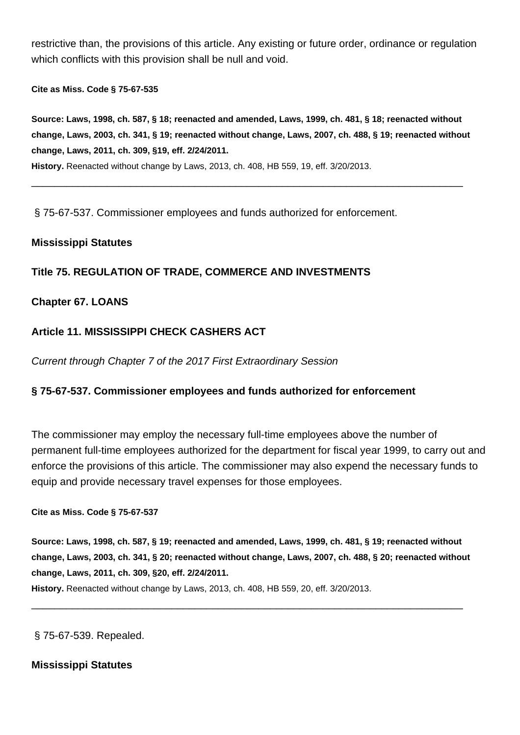restrictive than, the provisions of this article. Any existing or future order, ordinance or regulation which conflicts with this provision shall be null and void.

**Cite as Miss. Code § 75-67-535**

**Source: Laws, 1998, ch. 587, § 18; reenacted and amended, Laws, 1999, ch. 481, § 18; reenacted without change, Laws, 2003, ch. 341, § 19; reenacted without change, Laws, 2007, ch. 488, § 19; reenacted without change, Laws, 2011, ch. 309, §19, eff. 2/24/2011.**

**History.** Reenacted without change by Laws, 2013, ch. 408, HB 559, 19, eff. 3/20/2013.

---

§ 75-67-537. Commissioner employees and funds authorized for enforcement.

**Mississippi Statutes**

**Title 75. REGULATION OF TRADE, COMMERCE AND INVESTMENTS**

**Chapter 67. LOANS**

**Article 11. MISSISSIPPI CHECK CASHERS ACT**

*Current through Chapter 7 of the 2017 First Extraordinary Session*

**§ 75-67-537. Commissioner employees and funds authorized for enforcement**

The commissioner may employ the necessary full-time employees above the number of permanent full-time employees authorized for the department for fiscal year 1999, to carry out and enforce the provisions of this article. The commissioner may also expend the necessary funds to equip and provide necessary travel expenses for those employees.

**Cite as Miss. Code § 75-67-537**

**Source: Laws, 1998, ch. 587, § 19; reenacted and amended, Laws, 1999, ch. 481, § 19; reenacted without change, Laws, 2003, ch. 341, § 20; reenacted without change, Laws, 2007, ch. 488, § 20; reenacted without change, Laws, 2011, ch. 309, §20, eff. 2/24/2011.**

**History.** Reenacted without change by Laws, 2013, ch. 408, HB 559, 20, eff. 3/20/2013.

---

§ 75-67-539. Repealed.

**Mississippi Statutes**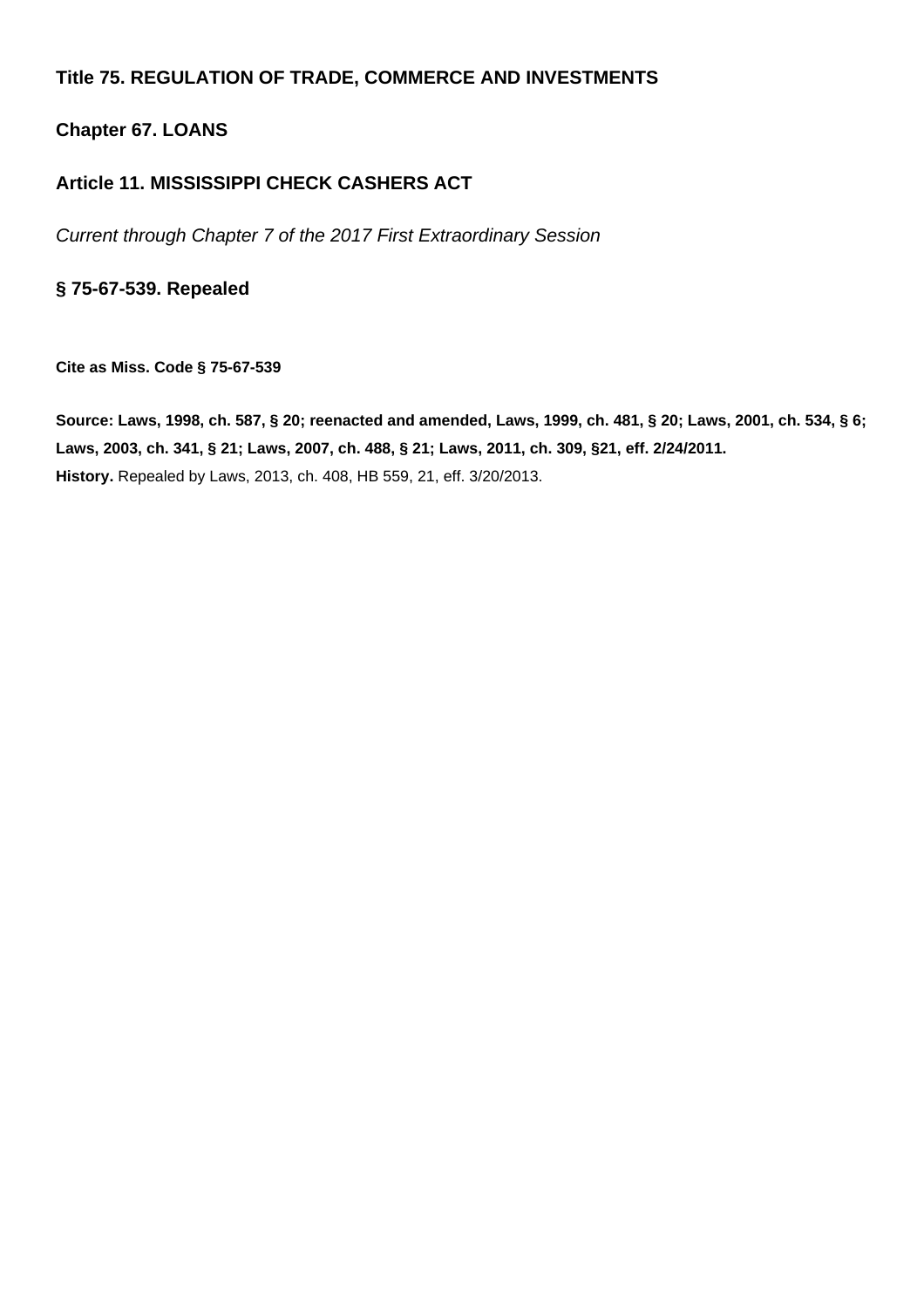**Title 75. REGULATION OF TRADE, COMMERCE AND INVESTMENTS**

**Chapter 67. LOANS**

**Article 11. MISSISSIPPI CHECK CASHERS ACT**

*Current through Chapter 7 of the 2017 First Extraordinary Session*

## § 75-67-539. Repealed

**Cite as Miss. Code § 75-67-539**

**Source: Laws, 1998, ch. 587, § 20; reenacted and amended, Laws, 1999, ch. 481, § 20; Laws, 2001, ch. 534, § 6; Laws, 2003, ch. 341, § 21; Laws, 2007, ch. 488, § 21; Laws, 2011, ch. 309, §21, eff. 2/24/2011.**

**History.** Repealed by Laws, 2013, ch. 408, HB 559, 21, eff. 3/20/2013.